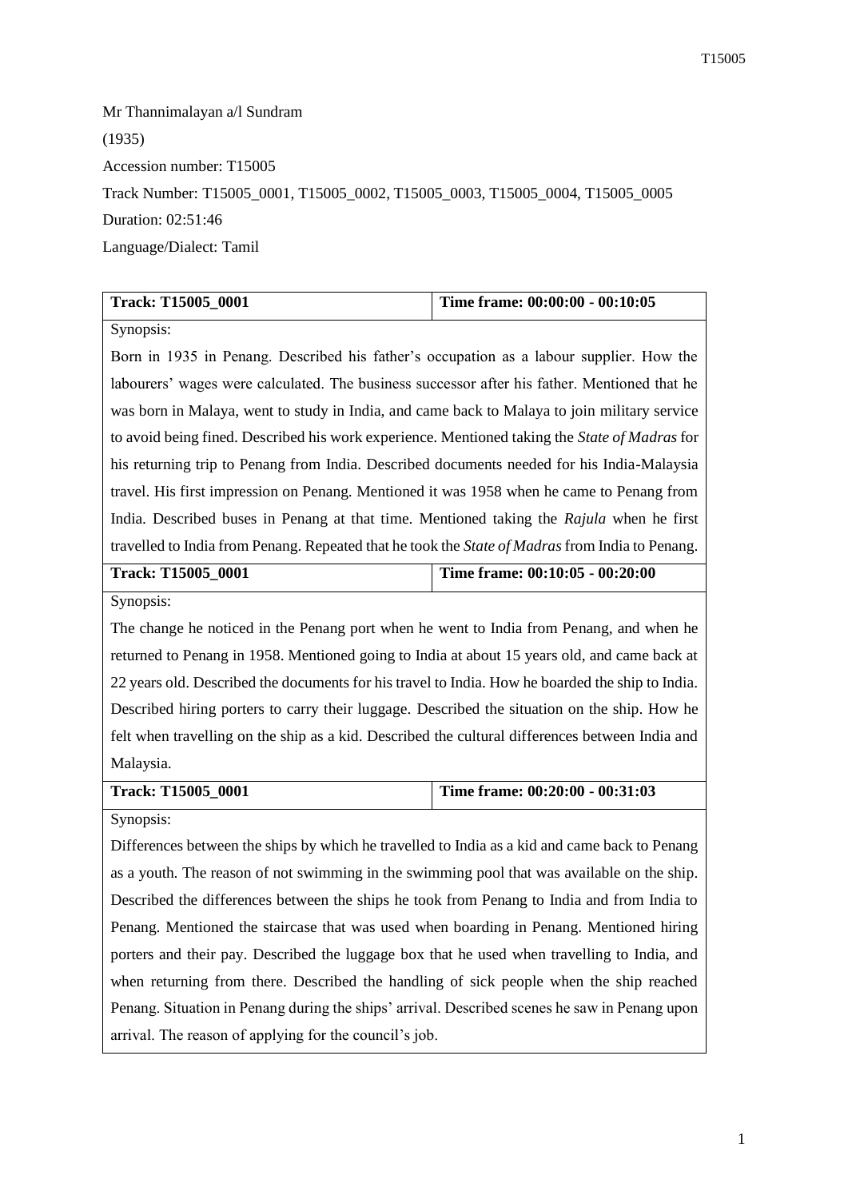Mr Thannimalayan a/l Sundram

(1935)

Accession number: T15005

Track Number: T15005_0001, T15005_0002, T15005_0003, T15005_0004, T15005_0005

Duration: 02:51:46

Language/Dialect: Tamil

| **Track: T15005_0001** | **Time frame: 00:00:00 - 00:10:05** |
| --- | --- |
| Synopsis: Born in 1935 in Penang. Described his father's occupation as a labour supplier. How the labourers' wages were calculated. The business successor after his father. Mentioned that he was born in Malaya, went to study in India, and came back to Malaya to join military service to avoid being fined. Described his work experience. Mentioned taking the *State of Madras* for his returning trip to Penang from India. Described documents needed for his India-Malaysia travel. His first impression on Penang. Mentioned it was 1958 when he came to Penang from India. Described buses in Penang at that time. Mentioned taking the *Rajula* when he first travelled to India from Penang. Repeated that he took the *State of Madras* from India to Penang. | |
| **Track: T15005_0001** | **Time frame: 00:10:05 - 00:20:00** |
| Synopsis: The change he noticed in the Penang port when he went to India from Penang, and when he returned to Penang in 1958. Mentioned going to India at about 15 years old, and came back at 22 years old. Described the documents for his travel to India. How he boarded the ship to India. Described hiring porters to carry their luggage. Described the situation on the ship. How he felt when travelling on the ship as a kid. Described the cultural differences between India and Malaysia. | |
| **Track: T15005_0001** | **Time frame: 00:20:00 - 00:31:03** |
| Synopsis: Differences between the ships by which he travelled to India as a kid and came back to Penang as a youth. The reason of not swimming in the swimming pool that was available on the ship. Described the differences between the ships he took from Penang to India and from India to Penang. Mentioned the staircase that was used when boarding in Penang. Mentioned hiring porters and their pay. Described the luggage box that he used when travelling to India, and when returning from there. Described the handling of sick people when the ship reached Penang. Situation in Penang during the ships' arrival. Described scenes he saw in Penang upon arrival. The reason of applying for the council's job. | |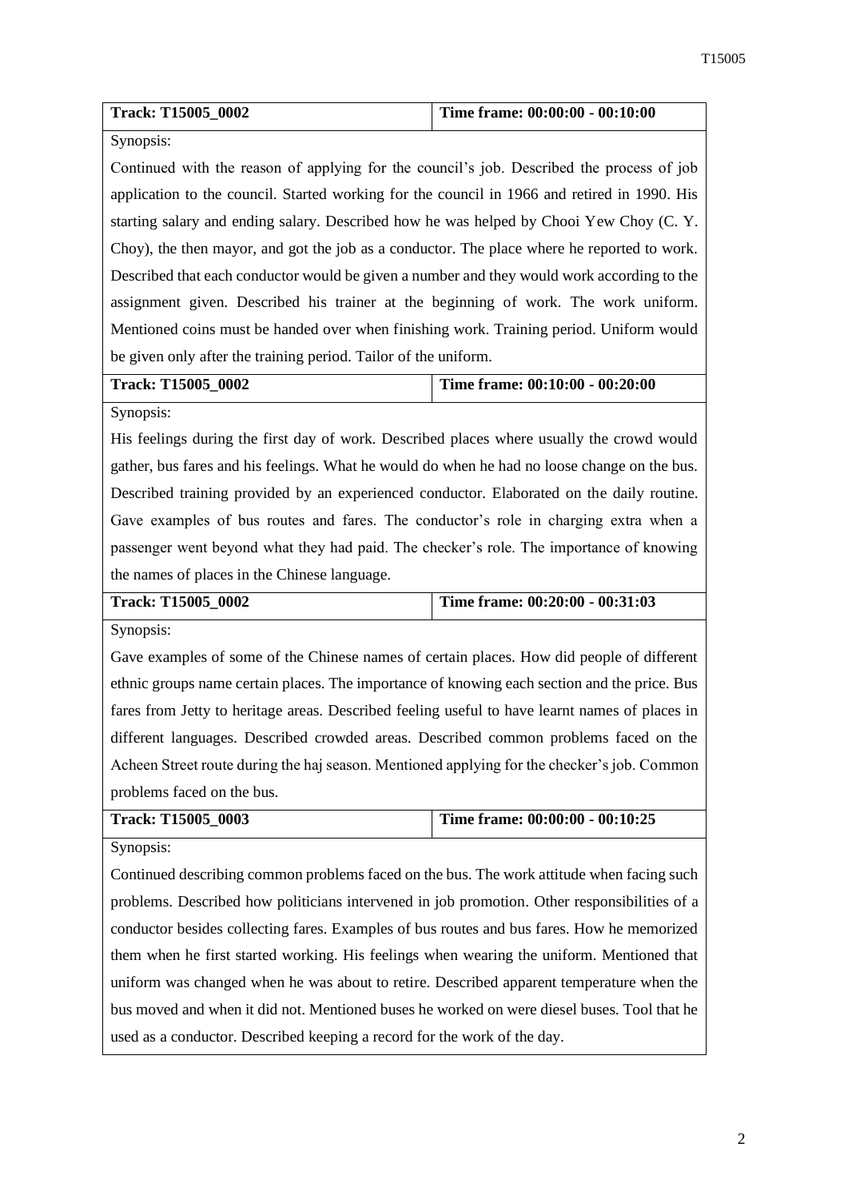| Track: T15005_0002 | Time frame: 00:00:00 - 00:10:00 |
|---|---|

Synopsis:

Continued with the reason of applying for the council's job. Described the process of job application to the council. Started working for the council in 1966 and retired in 1990. His starting salary and ending salary. Described how he was helped by Chooi Yew Choy (C. Y. Choy), the then mayor, and got the job as a conductor. The place where he reported to work. Described that each conductor would be given a number and they would work according to the assignment given. Described his trainer at the beginning of work. The work uniform. Mentioned coins must be handed over when finishing work. Training period. Uniform would be given only after the training period. Tailor of the uniform.

| Track: T15005_0002 | Time frame: 00:10:00 - 00:20:00 |
|---|---|

Synopsis:

His feelings during the first day of work. Described places where usually the crowd would gather, bus fares and his feelings. What he would do when he had no loose change on the bus. Described training provided by an experienced conductor. Elaborated on the daily routine. Gave examples of bus routes and fares. The conductor's role in charging extra when a passenger went beyond what they had paid. The checker's role. The importance of knowing the names of places in the Chinese language.

| Track: T15005_0002 | Time frame: 00:20:00 - 00:31:03 |
|---|---|

Synopsis:

Gave examples of some of the Chinese names of certain places. How did people of different ethnic groups name certain places. The importance of knowing each section and the price. Bus fares from Jetty to heritage areas. Described feeling useful to have learnt names of places in different languages. Described crowded areas. Described common problems faced on the Acheen Street route during the haj season. Mentioned applying for the checker's job. Common problems faced on the bus.

| Track: T15005_0003 | Time frame: 00:00:00 - 00:10:25 |
|---|---|

Synopsis:

Continued describing common problems faced on the bus. The work attitude when facing such problems. Described how politicians intervened in job promotion. Other responsibilities of a conductor besides collecting fares. Examples of bus routes and bus fares. How he memorized them when he first started working. His feelings when wearing the uniform. Mentioned that uniform was changed when he was about to retire. Described apparent temperature when the bus moved and when it did not. Mentioned buses he worked on were diesel buses. Tool that he used as a conductor. Described keeping a record for the work of the day.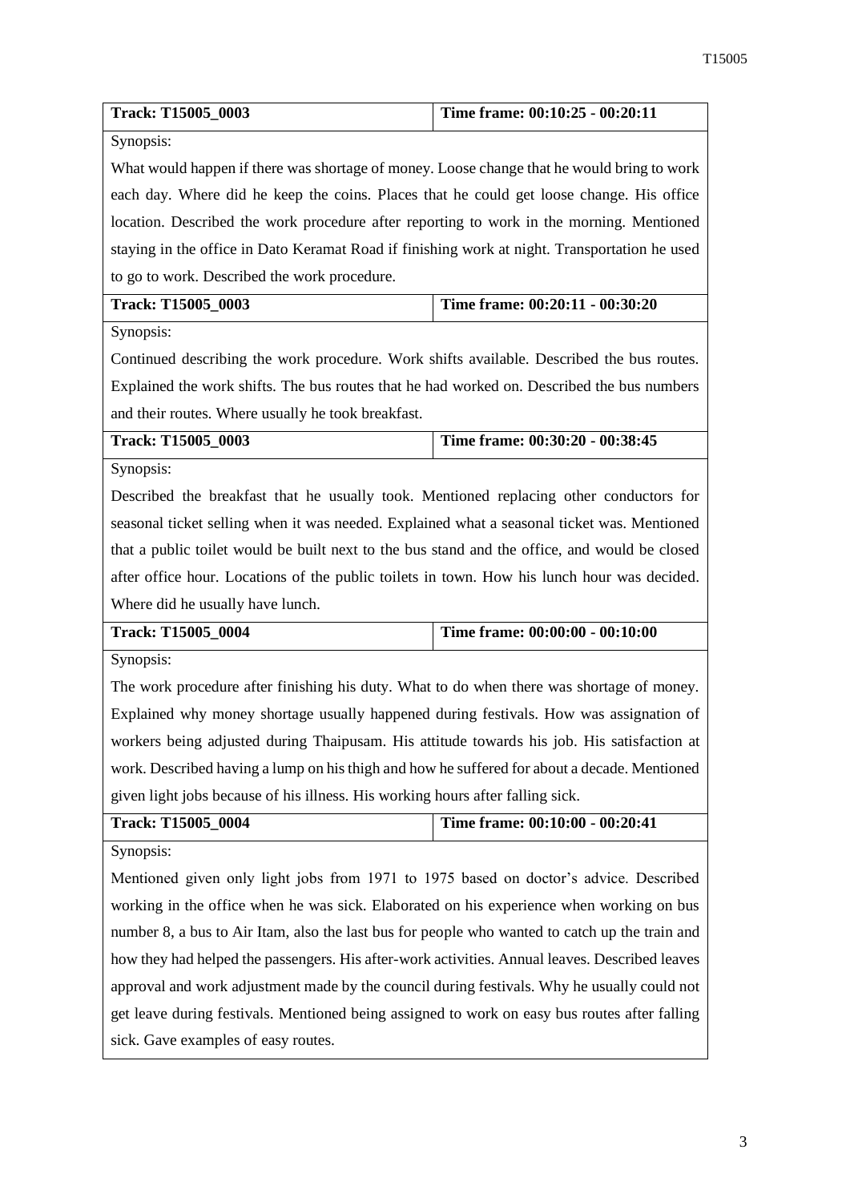| Track: T15005_0003 | Time frame: 00:10:25 - 00:20:11 |
|---|---|
| Synopsis: | |
| What would happen if there was shortage of money. Loose change that he would bring to work each day. Where did he keep the coins. Places that he could get loose change. His office location. Described the work procedure after reporting to work in the morning. Mentioned staying in the office in Dato Keramat Road if finishing work at night. Transportation he used to go to work. Described the work procedure. | |

| Track: T15005_0003 | Time frame: 00:20:11 - 00:30:20 |
|---|---|
| Synopsis: | |
| Continued describing the work procedure. Work shifts available. Described the bus routes. Explained the work shifts. The bus routes that he had worked on. Described the bus numbers and their routes. Where usually he took breakfast. | |

| Track: T15005_0003 | Time frame: 00:30:20 - 00:38:45 |
|---|---|
| Synopsis: | |
| Described the breakfast that he usually took. Mentioned replacing other conductors for seasonal ticket selling when it was needed. Explained what a seasonal ticket was. Mentioned that a public toilet would be built next to the bus stand and the office, and would be closed after office hour. Locations of the public toilets in town. How his lunch hour was decided. Where did he usually have lunch. | |

| Track: T15005_0004 | Time frame: 00:00:00 - 00:10:00 |
|---|---|
| Synopsis: | |
| The work procedure after finishing his duty. What to do when there was shortage of money. Explained why money shortage usually happened during festivals. How was assignation of workers being adjusted during Thaipusam. His attitude towards his job. His satisfaction at work. Described having a lump on his thigh and how he suffered for about a decade. Mentioned given light jobs because of his illness. His working hours after falling sick. | |

| Track: T15005_0004 | Time frame: 00:10:00 - 00:20:41 |
|---|---|
| Synopsis: | |
| Mentioned given only light jobs from 1971 to 1975 based on doctor's advice. Described working in the office when he was sick. Elaborated on his experience when working on bus number 8, a bus to Air Itam, also the last bus for people who wanted to catch up the train and how they had helped the passengers. His after-work activities. Annual leaves. Described leaves approval and work adjustment made by the council during festivals. Why he usually could not get leave during festivals. Mentioned being assigned to work on easy bus routes after falling sick. Gave examples of easy routes. | |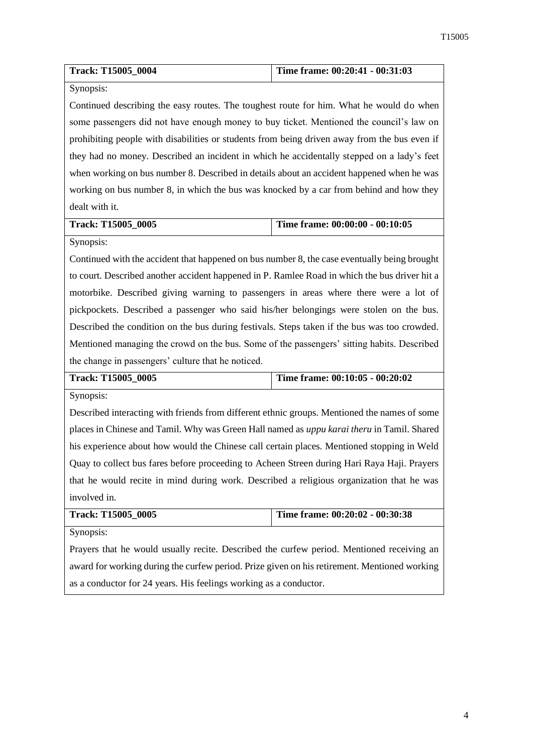| **Track: T15005_0004** | **Time frame: 00:20:41 - 00:31:03** |
|---|---|
| Synopsis: | |
| Continued describing the easy routes. The toughest route for him. What he would do when some passengers did not have enough money to buy ticket. Mentioned the council's law on prohibiting people with disabilities or students from being driven away from the bus even if they had no money. Described an incident in which he accidentally stepped on a lady's feet when working on bus number 8. Described in details about an accident happened when he was working on bus number 8, in which the bus was knocked by a car from behind and how they dealt with it. | |

| **Track: T15005_0005** | **Time frame: 00:00:00 - 00:10:05** |
|---|---|
| Synopsis: | |
| Continued with the accident that happened on bus number 8, the case eventually being brought to court. Described another accident happened in P. Ramlee Road in which the bus driver hit a motorbike. Described giving warning to passengers in areas where there were a lot of pickpockets. Described a passenger who said his/her belongings were stolen on the bus. Described the condition on the bus during festivals. Steps taken if the bus was too crowded. Mentioned managing the crowd on the bus. Some of the passengers' sitting habits. Described the change in passengers' culture that he noticed. | |

| **Track: T15005_0005** | **Time frame: 00:10:05 - 00:20:02** |
|---|---|
| Synopsis: | |
| Described interacting with friends from different ethnic groups. Mentioned the names of some places in Chinese and Tamil. Why was Green Hall named as *uppu karai theru* in Tamil. Shared his experience about how would the Chinese call certain places. Mentioned stopping in Weld Quay to collect bus fares before proceeding to Acheen Streen during Hari Raya Haji. Prayers that he would recite in mind during work. Described a religious organization that he was involved in. | |

| **Track: T15005_0005** | **Time frame: 00:20:02 - 00:30:38** |
|---|---|
| Synopsis: | |
| Prayers that he would usually recite. Described the curfew period. Mentioned receiving an award for working during the curfew period. Prize given on his retirement. Mentioned working as a conductor for 24 years. His feelings working as a conductor. | |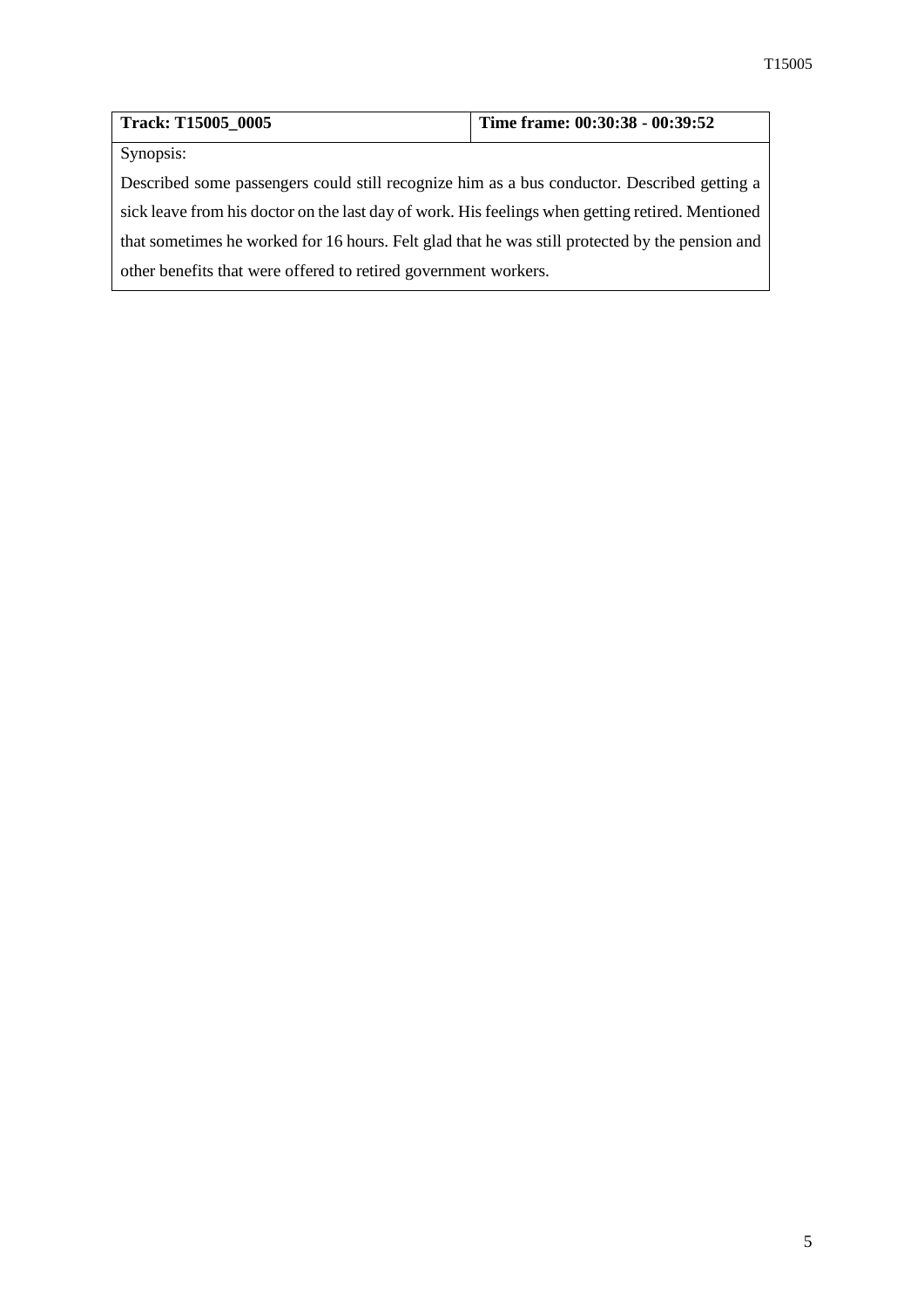| **Track: T15005_0005** | **Time frame: 00:30:38 - 00:39:52** |
| --- | --- |

Synopsis:

Described some passengers could still recognize him as a bus conductor. Described getting a sick leave from his doctor on the last day of work. His feelings when getting retired. Mentioned that sometimes he worked for 16 hours. Felt glad that he was still protected by the pension and other benefits that were offered to retired government workers.